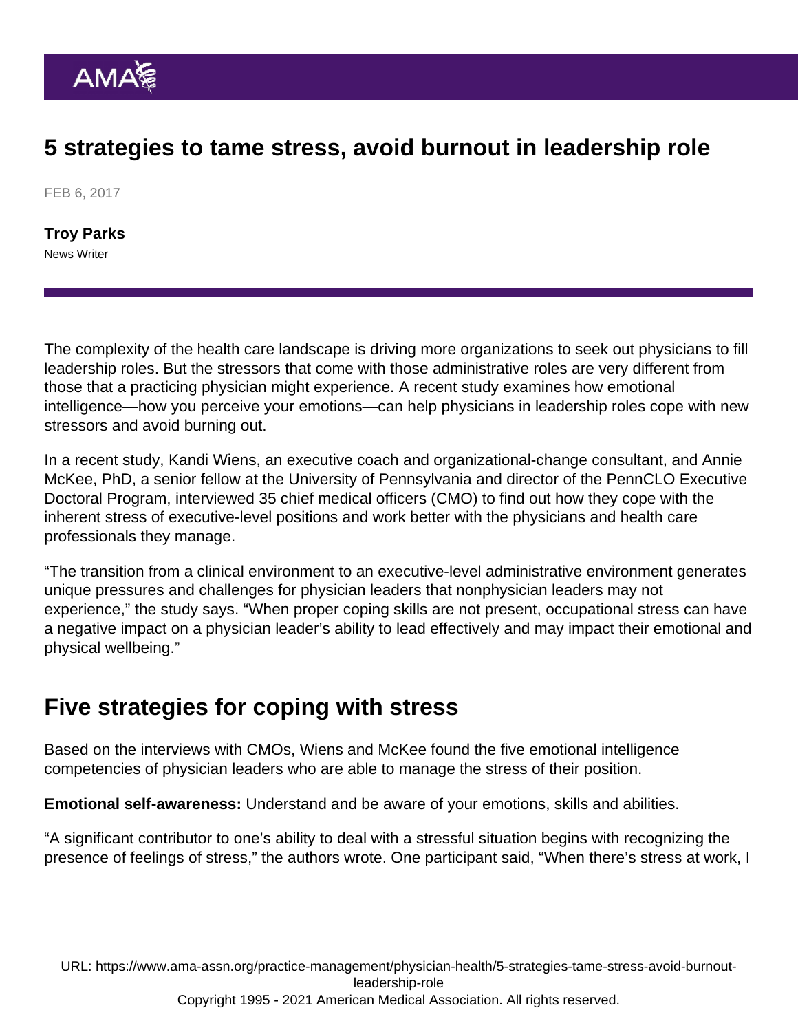# 5 strategies to tame stress, avoid burnout in leadership role

FEB 6, 2017

**Troy Parks**
News Writer

The complexity of the health care landscape is driving more organizations to seek out physicians to fill leadership roles. But the stressors that come with those administrative roles are very different from those that a practicing physician might experience. A recent study examines how emotional intelligence—how you perceive your emotions—can help physicians in leadership roles cope with new stressors and avoid burning out.

In a recent study, Kandi Wiens, an executive coach and organizational-change consultant, and Annie McKee, PhD, a senior fellow at the University of Pennsylvania and director of the PennCLO Executive Doctoral Program, interviewed 35 chief medical officers (CMO) to find out how they cope with the inherent stress of executive-level positions and work better with the physicians and health care professionals they manage.

"The transition from a clinical environment to an executive-level administrative environment generates unique pressures and challenges for physician leaders that nonphysician leaders may not experience," the study says. "When proper coping skills are not present, occupational stress can have a negative impact on a physician leader's ability to lead effectively and may impact their emotional and physical wellbeing."

## Five strategies for coping with stress

Based on the interviews with CMOs, Wiens and McKee found the five emotional intelligence competencies of physician leaders who are able to manage the stress of their position.

**Emotional self-awareness:** Understand and be aware of your emotions, skills and abilities.

"A significant contributor to one's ability to deal with a stressful situation begins with recognizing the presence of feelings of stress," the authors wrote. One participant said, "When there's stress at work, I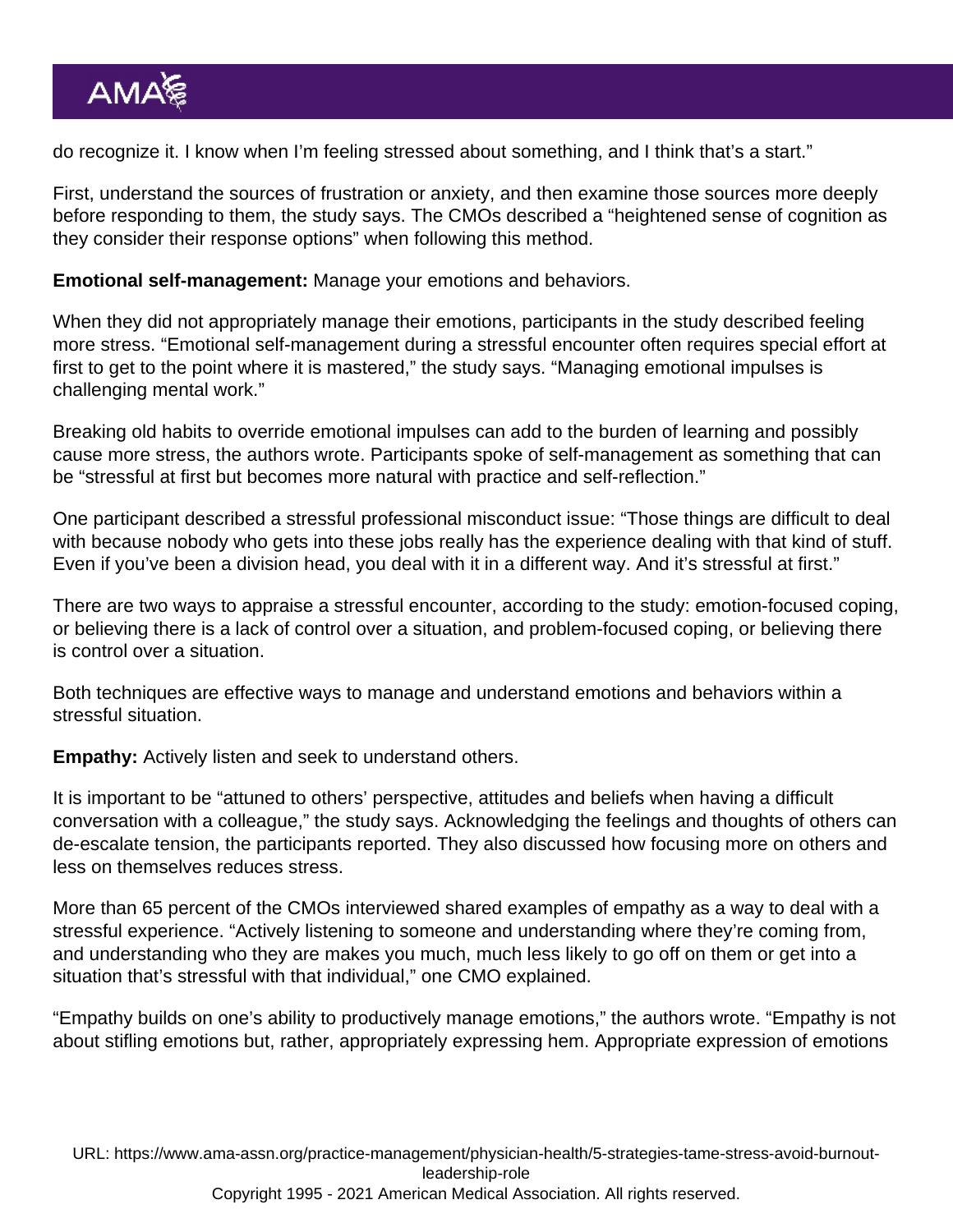do recognize it. I know when I'm feeling stressed about something, and I think that's a start."

First, understand the sources of frustration or anxiety, and then examine those sources more deeply before responding to them, the study says. The CMOs described a "heightened sense of cognition as they consider their response options" when following this method.

**Emotional self-management:** Manage your emotions and behaviors.

When they did not appropriately manage their emotions, participants in the study described feeling more stress. "Emotional self-management during a stressful encounter often requires special effort at first to get to the point where it is mastered," the study says. "Managing emotional impulses is challenging mental work."

Breaking old habits to override emotional impulses can add to the burden of learning and possibly cause more stress, the authors wrote. Participants spoke of self-management as something that can be "stressful at first but becomes more natural with practice and self-reflection."

One participant described a stressful professional misconduct issue: "Those things are difficult to deal with because nobody who gets into these jobs really has the experience dealing with that kind of stuff. Even if you've been a division head, you deal with it in a different way. And it's stressful at first."

There are two ways to appraise a stressful encounter, according to the study: emotion-focused coping, or believing there is a lack of control over a situation, and problem-focused coping, or believing there is control over a situation.

Both techniques are effective ways to manage and understand emotions and behaviors within a stressful situation.

**Empathy:** Actively listen and seek to understand others.

It is important to be "attuned to others' perspective, attitudes and beliefs when having a difficult conversation with a colleague," the study says. Acknowledging the feelings and thoughts of others can de-escalate tension, the participants reported. They also discussed how focusing more on others and less on themselves reduces stress.

More than 65 percent of the CMOs interviewed shared examples of empathy as a way to deal with a stressful experience. "Actively listening to someone and understanding where they're coming from, and understanding who they are makes you much, much less likely to go off on them or get into a situation that's stressful with that individual," one CMO explained.

"Empathy builds on one's ability to productively manage emotions," the authors wrote. "Empathy is not about stifling emotions but, rather, appropriately expressing hem. Appropriate expression of emotions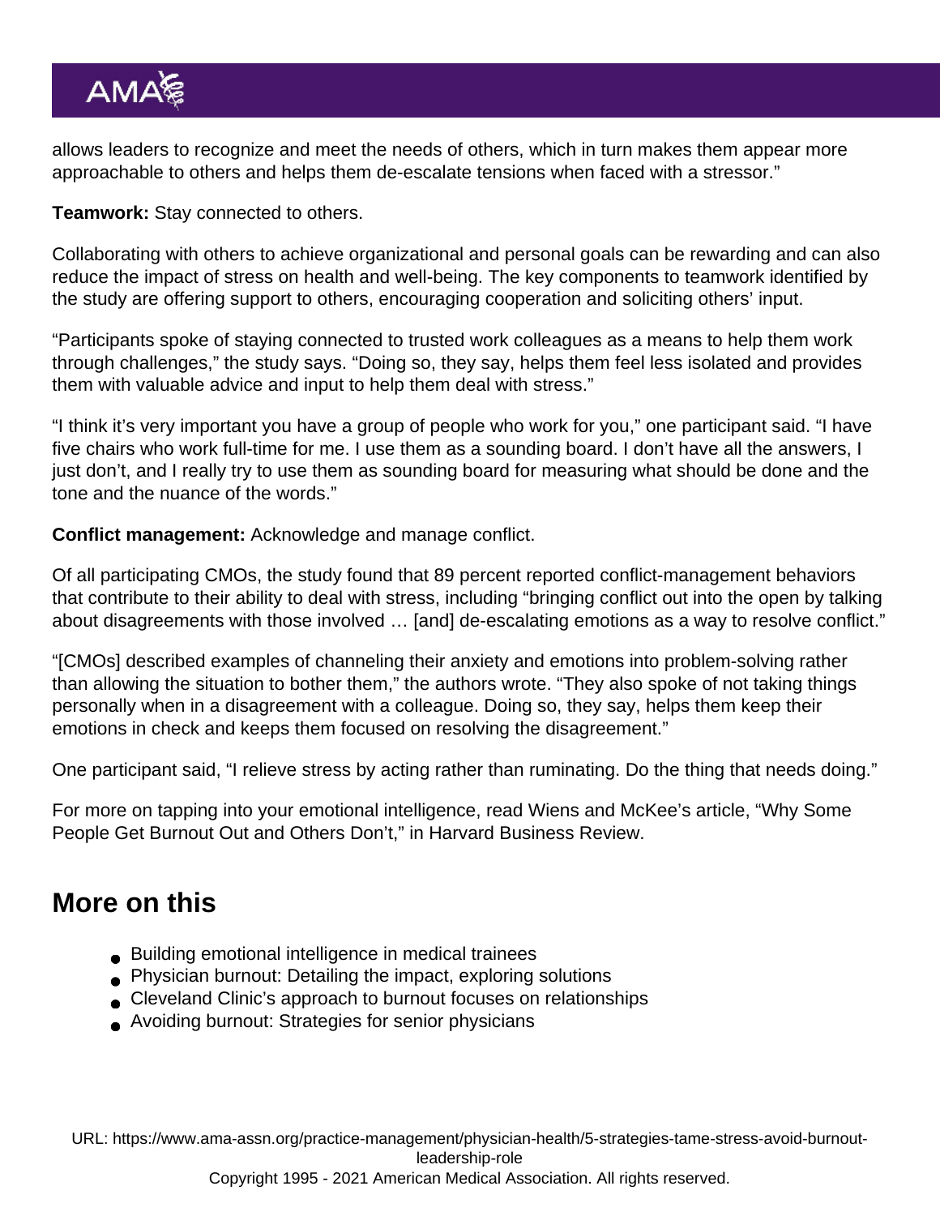allows leaders to recognize and meet the needs of others, which in turn makes them appear more approachable to others and helps them de-escalate tensions when faced with a stressor."

**Teamwork:** Stay connected to others.

Collaborating with others to achieve organizational and personal goals can be rewarding and can also reduce the impact of stress on health and well-being. The key components to teamwork identified by the study are offering support to others, encouraging cooperation and soliciting others' input.

"Participants spoke of staying connected to trusted work colleagues as a means to help them work through challenges," the study says. "Doing so, they say, helps them feel less isolated and provides them with valuable advice and input to help them deal with stress."

"I think it's very important you have a group of people who work for you," one participant said. "I have five chairs who work full-time for me. I use them as a sounding board. I don't have all the answers, I just don't, and I really try to use them as sounding board for measuring what should be done and the tone and the nuance of the words."

**Conflict management:** Acknowledge and manage conflict.

Of all participating CMOs, the study found that 89 percent reported conflict-management behaviors that contribute to their ability to deal with stress, including "bringing conflict out into the open by talking about disagreements with those involved … [and] de-escalating emotions as a way to resolve conflict."

"[CMOs] described examples of channeling their anxiety and emotions into problem-solving rather than allowing the situation to bother them," the authors wrote. "They also spoke of not taking things personally when in a disagreement with a colleague. Doing so, they say, helps them keep their emotions in check and keeps them focused on resolving the disagreement."

One participant said, "I relieve stress by acting rather than ruminating. Do the thing that needs doing."

For more on tapping into your emotional intelligence, read Wiens and McKee's article, "Why Some People Get Burnout Out and Others Don't," in Harvard Business Review.

## More on this

- Building emotional intelligence in medical trainees
- Physician burnout: Detailing the impact, exploring solutions
- Cleveland Clinic's approach to burnout focuses on relationships
- Avoiding burnout: Strategies for senior physicians